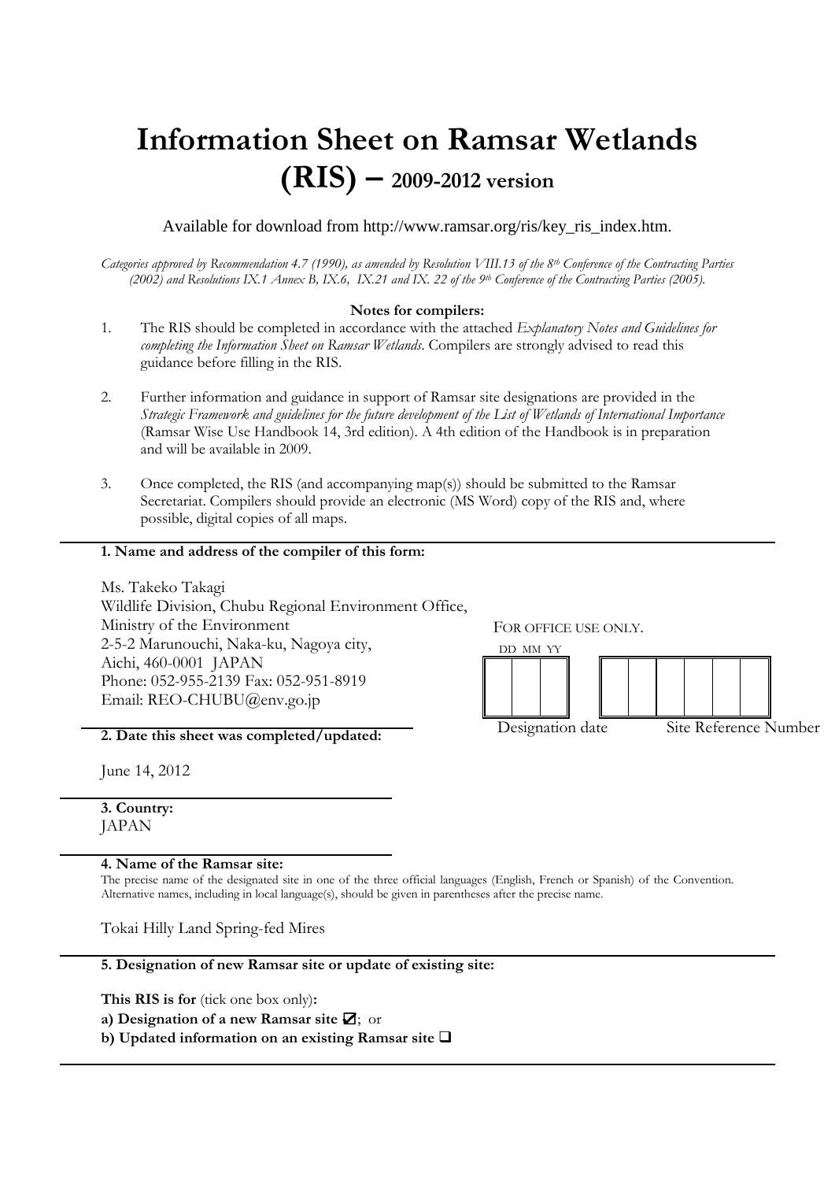# Information Sheet on Ramsar Wetlands (RIS) – 2009-2012 version

Available for download from http://www.ramsar.org/ris/key_ris_index.htm.

*Categories approved by Recommendation 4.7 (1990), as amended by Resolution VIII.13 of the 8th Conference of the Contracting Parties (2002) and Resolutions IX.1 Annex B, IX.6, IX.21 and IX. 22 of the 9th Conference of the Contracting Parties (2005).*

**Notes for compilers:**

1. The RIS should be completed in accordance with the attached *Explanatory Notes and Guidelines for completing the Information Sheet on Ramsar Wetlands*. Compilers are strongly advised to read this guidance before filling in the RIS.

2. Further information and guidance in support of Ramsar site designations are provided in the *Strategic Framework and guidelines for the future development of the List of Wetlands of International Importance* (Ramsar Wise Use Handbook 14, 3rd edition). A 4th edition of the Handbook is in preparation and will be available in 2009.

3. Once completed, the RIS (and accompanying map(s)) should be submitted to the Ramsar Secretariat. Compilers should provide an electronic (MS Word) copy of the RIS and, where possible, digital copies of all maps.

---

**1. Name and address of the compiler of this form:**

Ms. Takeko Takagi
Wildlife Division, Chubu Regional Environment Office,
Ministry of the Environment
2-5-2 Marunouchi, Naka-ku, Nagoya city,
Aichi, 460-0001 JAPAN
Phone: 052-955-2139 Fax: 052-951-8919
Email: REO-CHUBU@env.go.jp

FOR OFFICE USE ONLY.

| DD | MM | YY |
|---|---|---|
| | | |

Designation date

| | | | | | |
|---|---|---|---|---|---|
| | | | | | |

Site Reference Number

**2. Date this sheet was completed/updated:**

June 14, 2012

**3. Country:**
JAPAN

**4. Name of the Ramsar site:**

The precise name of the designated site in one of the three official languages (English, French or Spanish) of the Convention. Alternative names, including in local language(s), should be given in parentheses after the precise name.

Tokai Hilly Land Spring-fed Mires

---

**5. Designation of new Ramsar site or update of existing site:**

**This RIS is for** (tick one box only)**:**

**a) Designation of a new Ramsar site** ☑; or

**b) Updated information on an existing Ramsar site** ☐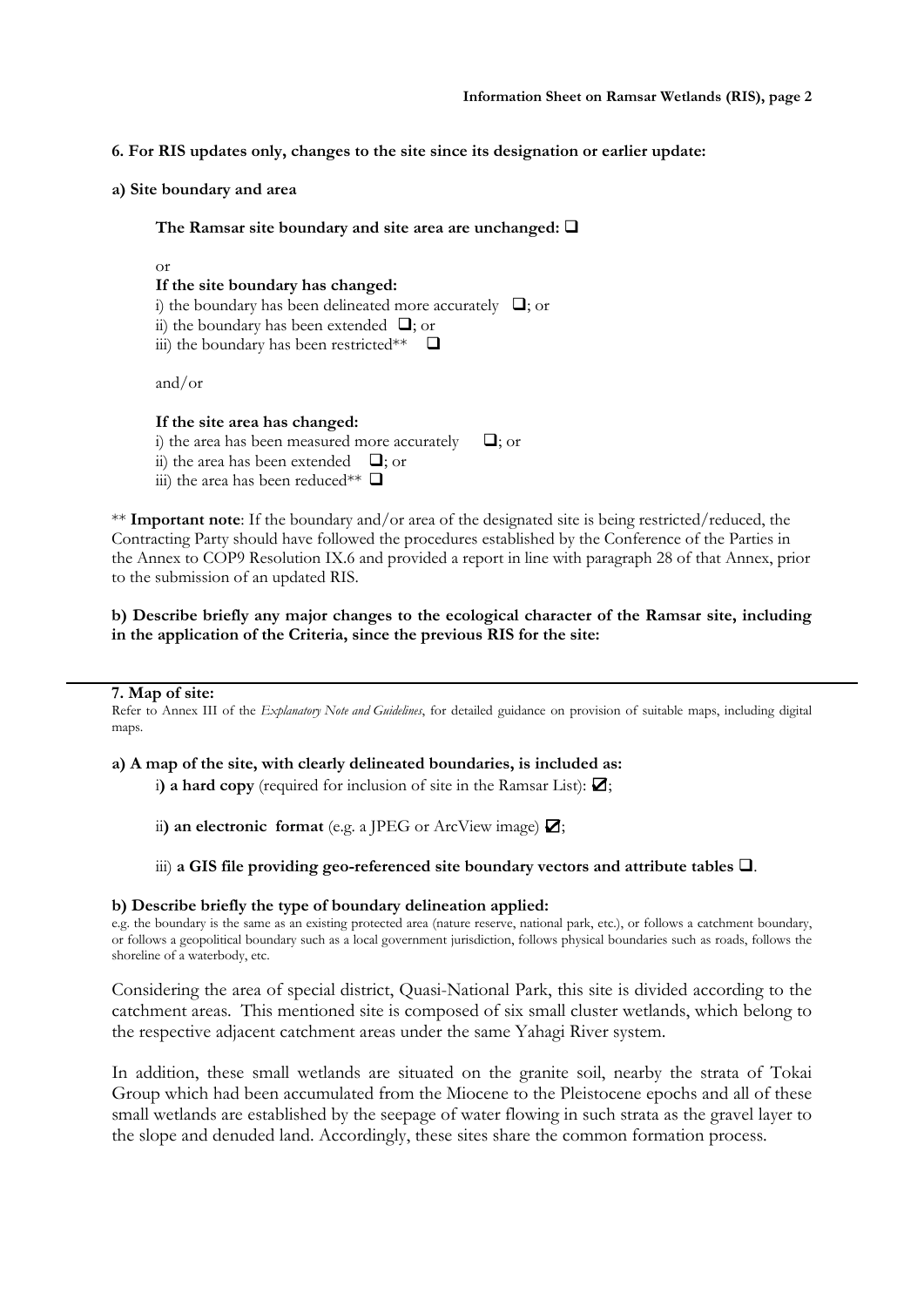**6. For RIS updates only, changes to the site since its designation or earlier update:**

**a) Site boundary and area**

**The Ramsar site boundary and site area are unchanged:** ☐

or

**If the site boundary has changed:**
i) the boundary has been delineated more accurately ☐; or
ii) the boundary has been extended ☐; or
iii) the boundary has been restricted** ☐

and/or

**If the site area has changed:**
i) the area has been measured more accurately ☐; or
ii) the area has been extended ☐; or
iii) the area has been reduced** ☐

** **Important note**: If the boundary and/or area of the designated site is being restricted/reduced, the Contracting Party should have followed the procedures established by the Conference of the Parties in the Annex to COP9 Resolution IX.6 and provided a report in line with paragraph 28 of that Annex, prior to the submission of an updated RIS.

**b) Describe briefly any major changes to the ecological character of the Ramsar site, including in the application of the Criteria, since the previous RIS for the site:**

---

**7. Map of site:**

Refer to Annex III of the *Explanatory Note and Guidelines*, for detailed guidance on provision of suitable maps, including digital maps.

**a) A map of the site, with clearly delineated boundaries, is included as:**

i**) a hard copy** (required for inclusion of site in the Ramsar List): ☑;

ii**) an electronic format** (e.g. a JPEG or ArcView image) ☑;

iii) **a GIS file providing geo-referenced site boundary vectors and attribute tables** ☐.

**b) Describe briefly the type of boundary delineation applied:**

e.g. the boundary is the same as an existing protected area (nature reserve, national park, etc.), or follows a catchment boundary, or follows a geopolitical boundary such as a local government jurisdiction, follows physical boundaries such as roads, follows the shoreline of a waterbody, etc.

Considering the area of special district, Quasi-National Park, this site is divided according to the catchment areas. This mentioned site is composed of six small cluster wetlands, which belong to the respective adjacent catchment areas under the same Yahagi River system.

In addition, these small wetlands are situated on the granite soil, nearby the strata of Tokai Group which had been accumulated from the Miocene to the Pleistocene epochs and all of these small wetlands are established by the seepage of water flowing in such strata as the gravel layer to the slope and denuded land. Accordingly, these sites share the common formation process.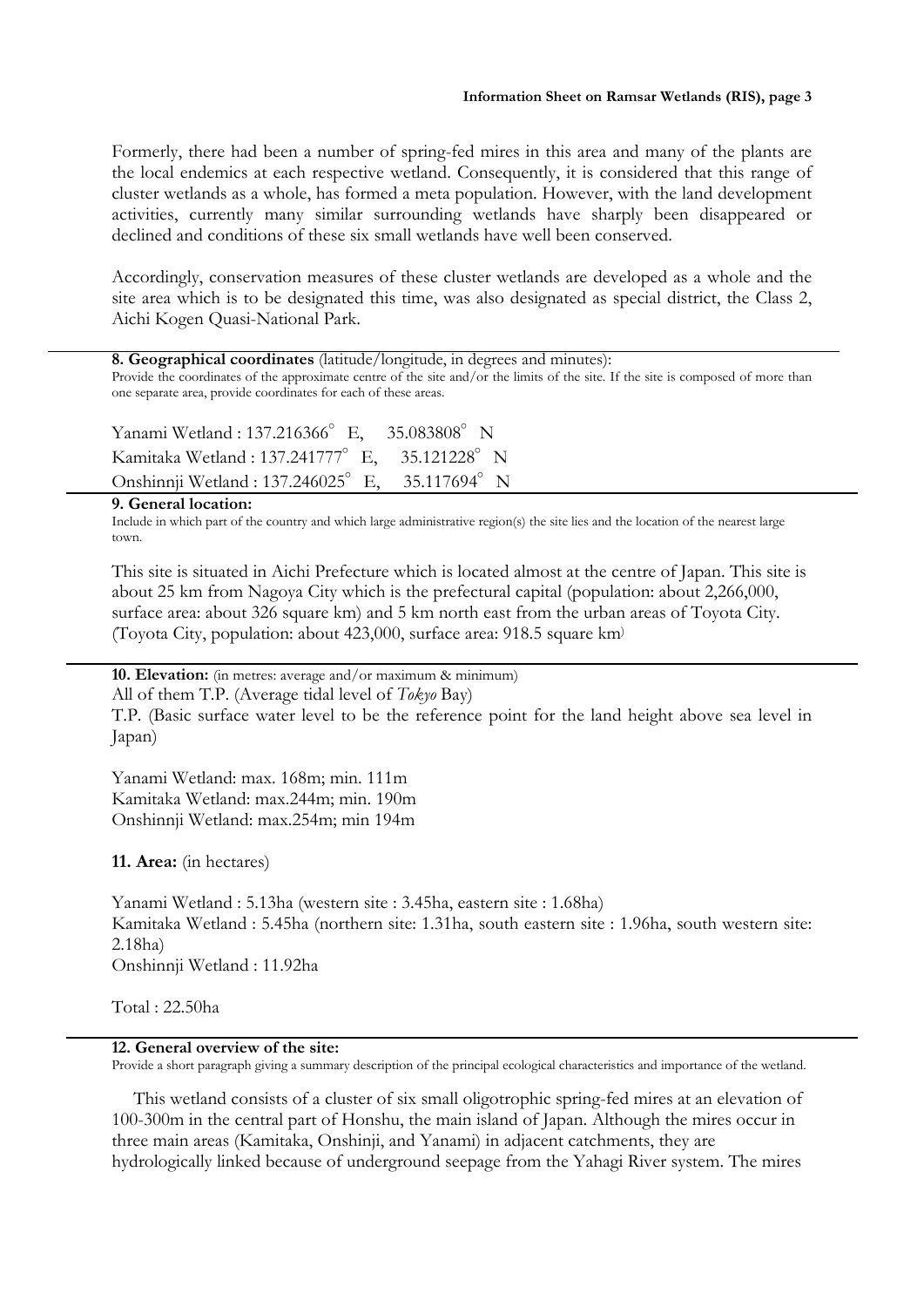Formerly, there had been a number of spring-fed mires in this area and many of the plants are the local endemics at each respective wetland. Consequently, it is considered that this range of cluster wetlands as a whole, has formed a meta population. However, with the land development activities, currently many similar surrounding wetlands have sharply been disappeared or declined and conditions of these six small wetlands have well been conserved.

Accordingly, conservation measures of these cluster wetlands are developed as a whole and the site area which is to be designated this time, was also designated as special district, the Class 2, Aichi Kogen Quasi-National Park.

---

**8. Geographical coordinates** (latitude/longitude, in degrees and minutes):
Provide the coordinates of the approximate centre of the site and/or the limits of the site. If the site is composed of more than one separate area, provide coordinates for each of these areas.

Yanami Wetland : 137.216366° E, 35.083808° N
Kamitaka Wetland : 137.241777° E, 35.121228° N
Onshinnji Wetland : 137.246025° E, 35.117694° N

---

**9. General location:**
Include in which part of the country and which large administrative region(s) the site lies and the location of the nearest large town.

This site is situated in Aichi Prefecture which is located almost at the centre of Japan. This site is about 25 km from Nagoya City which is the prefectural capital (population: about 2,266,000, surface area: about 326 square km) and 5 km north east from the urban areas of Toyota City. (Toyota City, population: about 423,000, surface area: 918.5 square km)

---

**10. Elevation:** (in metres: average and/or maximum & minimum)
All of them T.P. (Average tidal level of *Tokyo* Bay)
T.P. (Basic surface water level to be the reference point for the land height above sea level in Japan)

Yanami Wetland: max. 168m; min. 111m
Kamitaka Wetland: max.244m; min. 190m
Onshinnji Wetland: max.254m; min 194m

**11. Area:** (in hectares)

Yanami Wetland : 5.13ha (western site : 3.45ha, eastern site : 1.68ha)
Kamitaka Wetland : 5.45ha (northern site: 1.31ha, south eastern site : 1.96ha, south western site: 2.18ha)
Onshinnji Wetland : 11.92ha

Total : 22.50ha

---

**12. General overview of the site:**
Provide a short paragraph giving a summary description of the principal ecological characteristics and importance of the wetland.

This wetland consists of a cluster of six small oligotrophic spring-fed mires at an elevation of 100-300m in the central part of Honshu, the main island of Japan. Although the mires occur in three main areas (Kamitaka, Onshinji, and Yanami) in adjacent catchments, they are hydrologically linked because of underground seepage from the Yahagi River system. The mires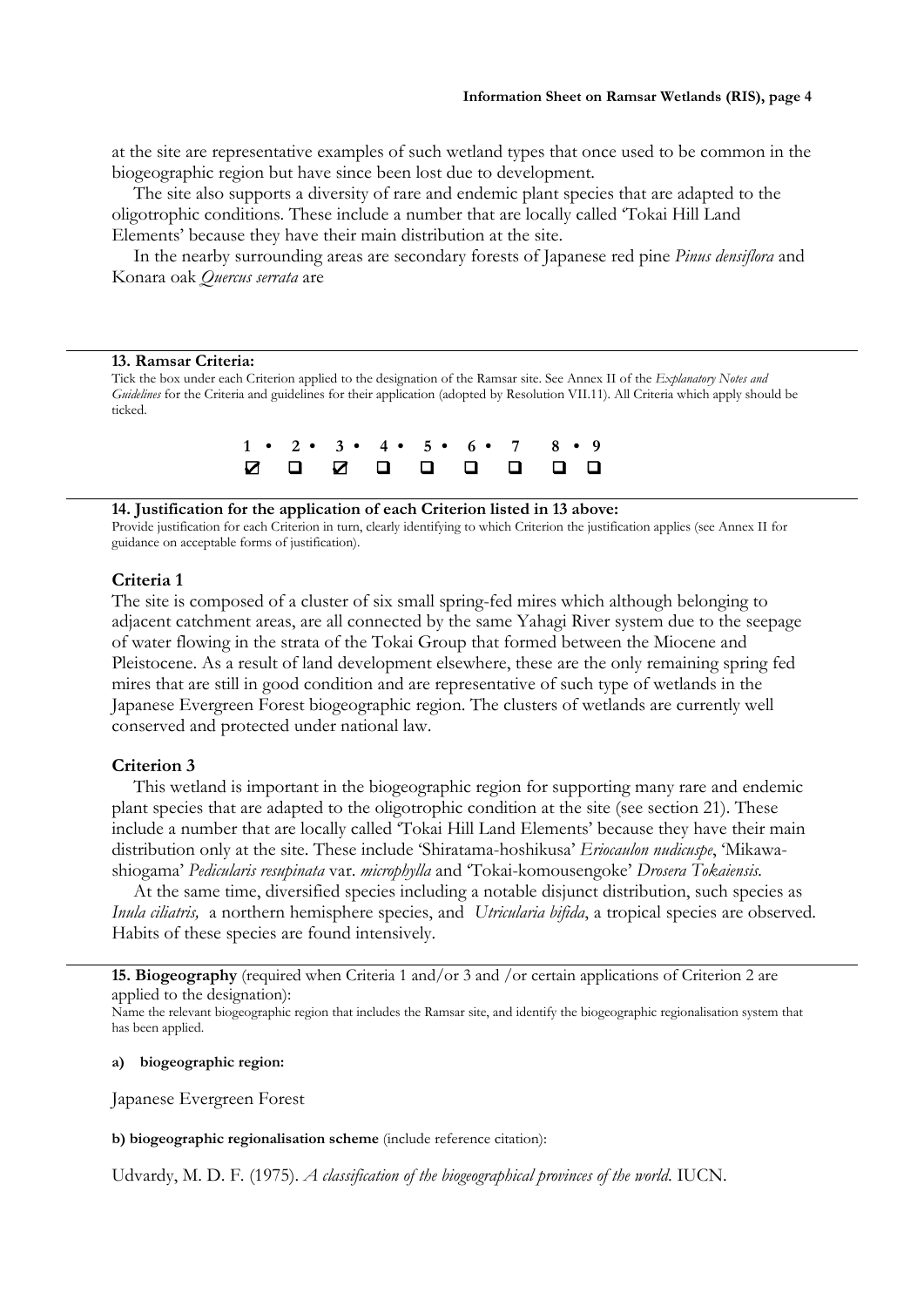at the site are representative examples of such wetland types that once used to be common in the biogeographic region but have since been lost due to development.

The site also supports a diversity of rare and endemic plant species that are adapted to the oligotrophic conditions. These include a number that are locally called 'Tokai Hill Land Elements' because they have their main distribution at the site.

In the nearby surrounding areas are secondary forests of Japanese red pine *Pinus densiflora* and Konara oak *Quercus serrata* are

---

**13. Ramsar Criteria:**

Tick the box under each Criterion applied to the designation of the Ramsar site. See Annex II of the *Explanatory Notes and Guidelines* for the Criteria and guidelines for their application (adopted by Resolution VII.11). All Criteria which apply should be ticked.

| 1 | 2 | 3 | 4 | 5 | 6 | 7 | 8 | 9 |
|---|---|---|---|---|---|---|---|---|
| ☑ | ☐ | ☑ | ☐ | ☐ | ☐ | ☐ | ☐ | ☐ |

---

**14. Justification for the application of each Criterion listed in 13 above:**

Provide justification for each Criterion in turn, clearly identifying to which Criterion the justification applies (see Annex II for guidance on acceptable forms of justification).

**Criteria 1**

The site is composed of a cluster of six small spring-fed mires which although belonging to adjacent catchment areas, are all connected by the same Yahagi River system due to the seepage of water flowing in the strata of the Tokai Group that formed between the Miocene and Pleistocene. As a result of land development elsewhere, these are the only remaining spring fed mires that are still in good condition and are representative of such type of wetlands in the Japanese Evergreen Forest biogeographic region. The clusters of wetlands are currently well conserved and protected under national law.

**Criterion 3**

This wetland is important in the biogeographic region for supporting many rare and endemic plant species that are adapted to the oligotrophic condition at the site (see section 21). These include a number that are locally called 'Tokai Hill Land Elements' because they have their main distribution only at the site. These include 'Shiratama-hoshikusa' *Eriocaulon nudicuspe*, 'Mikawa-shiogama' *Pedicularis resupinata* var. *microphylla* and 'Tokai-komousengoke' *Drosera Tokaiensis*.

At the same time, diversified species including a notable disjunct distribution, such species as *Inula ciliatris,* a northern hemisphere species, and *Utricularia bifida*, a tropical species are observed. Habits of these species are found intensively.

---

**15. Biogeography** (required when Criteria 1 and/or 3 and /or certain applications of Criterion 2 are applied to the designation):

Name the relevant biogeographic region that includes the Ramsar site, and identify the biogeographic regionalisation system that has been applied.

**a) biogeographic region:**

Japanese Evergreen Forest

**b) biogeographic regionalisation scheme** (include reference citation):

Udvardy, M. D. F. (1975). *A classification of the biogeographical provinces of the world*. IUCN.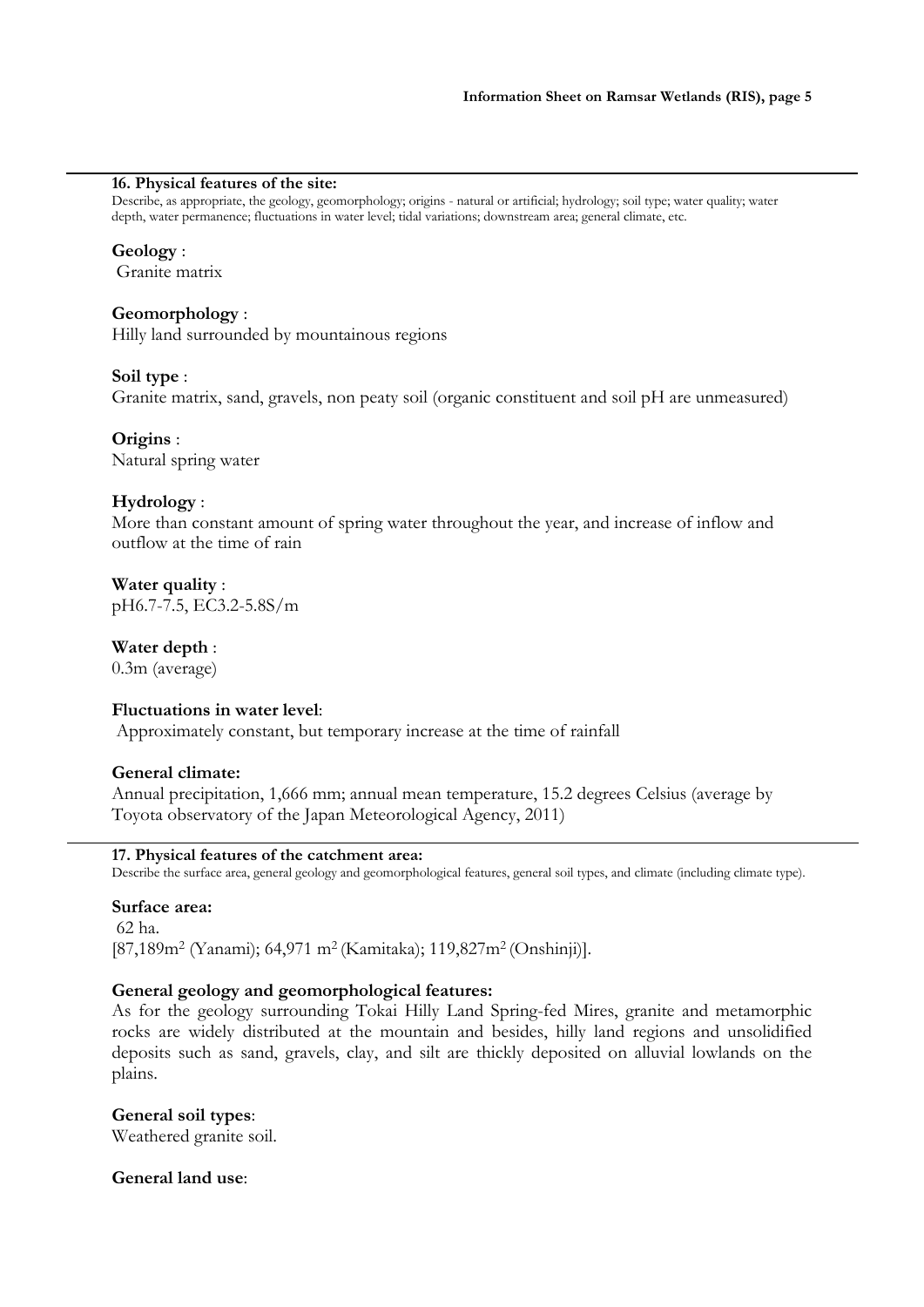### 16. Physical features of the site:

Describe, as appropriate, the geology, geomorphology; origins - natural or artificial; hydrology; soil type; water quality; water depth, water permanence; fluctuations in water level; tidal variations; downstream area; general climate, etc.

**Geology** :
Granite matrix

**Geomorphology** :
Hilly land surrounded by mountainous regions

**Soil type** :
Granite matrix, sand, gravels, non peaty soil (organic constituent and soil pH are unmeasured)

**Origins** :
Natural spring water

**Hydrology** :
More than constant amount of spring water throughout the year, and increase of inflow and outflow at the time of rain

**Water quality** :
pH6.7-7.5, EC3.2-5.8S/m

**Water depth** :
0.3m (average)

**Fluctuations in water level**:
Approximately constant, but temporary increase at the time of rainfall

**General climate:**
Annual precipitation, 1,666 mm; annual mean temperature, 15.2 degrees Celsius (average by Toyota observatory of the Japan Meteorological Agency, 2011)

### 17. Physical features of the catchment area:

Describe the surface area, general geology and geomorphological features, general soil types, and climate (including climate type).

**Surface area:**
62 ha.
[87,189m$^2$ (Yanami); 64,971 m$^2$ (Kamitaka); 119,827m$^2$ (Onshinji)].

**General geology and geomorphological features:**
As for the geology surrounding Tokai Hilly Land Spring-fed Mires, granite and metamorphic rocks are widely distributed at the mountain and besides, hilly land regions and unsolidified deposits such as sand, gravels, clay, and silt are thickly deposited on alluvial lowlands on the plains.

**General soil types**:
Weathered granite soil.

**General land use**: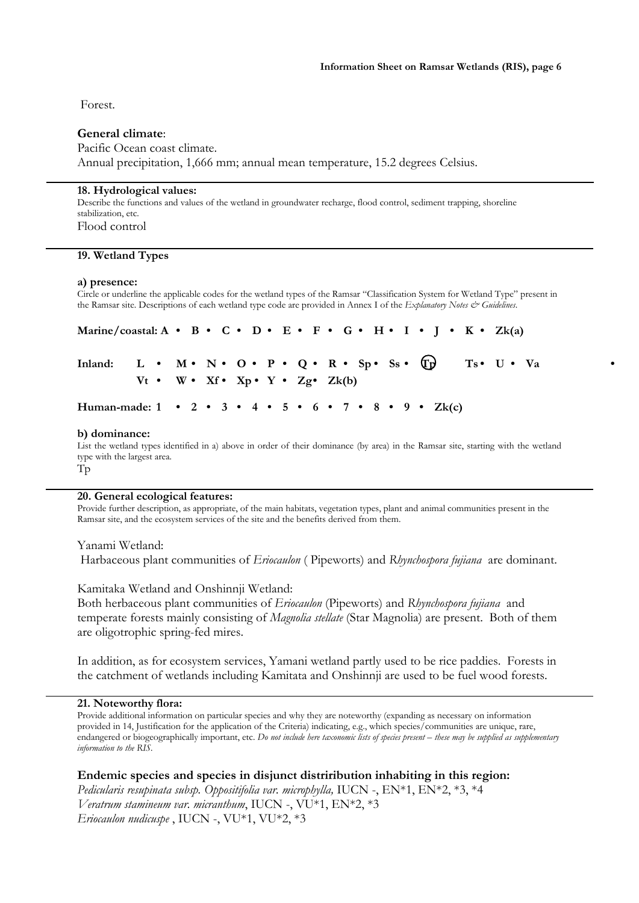Forest.

**General climate**:

Pacific Ocean coast climate.

Annual precipitation, 1,666 mm; annual mean temperature, 15.2 degrees Celsius.

**18. Hydrological values:**

Describe the functions and values of the wetland in groundwater recharge, flood control, sediment trapping, shoreline stabilization, etc.

Flood control

**19. Wetland Types**

**a) presence:**

Circle or underline the applicable codes for the wetland types of the Ramsar "Classification System for Wetland Type" present in the Ramsar site. Descriptions of each wetland type code are provided in Annex I of the *Explanatory Notes & Guidelines*.

**Marine/coastal: A • B • C • D • E • F • G • H • I • J • K • Zk(a)**

**Inland: L • M • N • O • P • Q • R • Sp • Ss • (Tp) Ts • U • Va • Vt • W • Xf • Xp • Y • Zg • Zk(b)**

**Human-made: 1 • 2 • 3 • 4 • 5 • 6 • 7 • 8 • 9 • Zk(c)**

**b) dominance:**

List the wetland types identified in a) above in order of their dominance (by area) in the Ramsar site, starting with the wetland type with the largest area.

Tp

**20. General ecological features:**

Provide further description, as appropriate, of the main habitats, vegetation types, plant and animal communities present in the Ramsar site, and the ecosystem services of the site and the benefits derived from them.

Yanami Wetland:

Harbaceous plant communities of *Eriocaulon* ( Pipeworts) and *Rhynchospora fujiana* are dominant.

Kamitaka Wetland and Onshinnji Wetland:

Both herbaceous plant communities of *Eriocaulon* (Pipeworts) and *Rhynchospora fujiana* and temperate forests mainly consisting of *Magnolia stellate* (Star Magnolia) are present. Both of them are oligotrophic spring-fed mires.

In addition, as for ecosystem services, Yamani wetland partly used to be rice paddies. Forests in the catchment of wetlands including Kamitata and Onshinnji are used to be fuel wood forests.

**21. Noteworthy flora:**

Provide additional information on particular species and why they are noteworthy (expanding as necessary on information provided in 14, Justification for the application of the Criteria) indicating, e.g., which species/communities are unique, rare, endangered or biogeographically important, etc. *Do not include here taxonomic lists of species present – these may be supplied as supplementary information to the RIS.*

**Endemic species and species in disjunct distriribution inhabiting in this region:**

*Pedicularis resupinata subsp. Oppositifolia var. microphylla,* IUCN -, EN*1, EN*2, *3, *4

*Veratrum stamineum var. micranthum*, IUCN -, VU*1, EN*2, *3

*Eriocaulon nudicuspe* , IUCN -, VU*1, VU*2, *3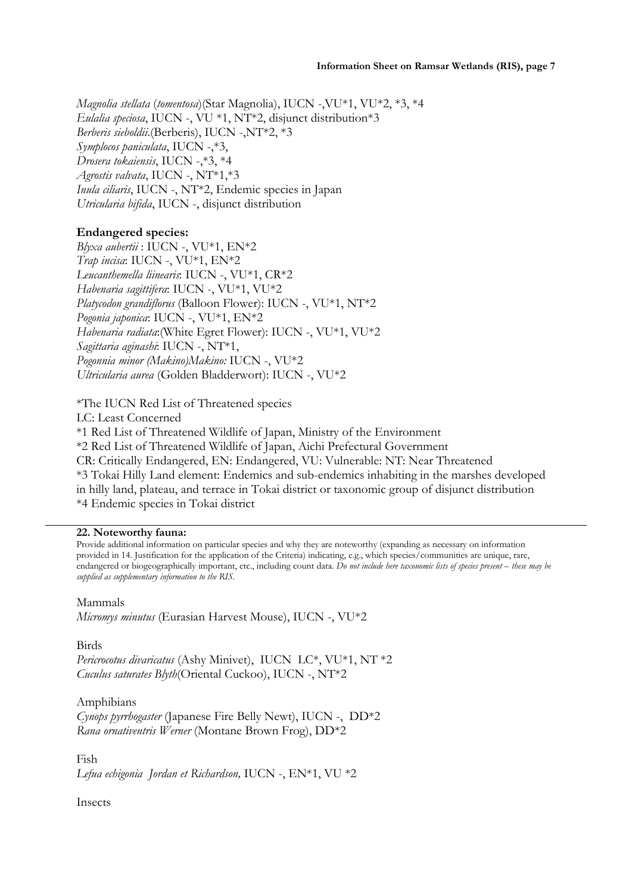*Magnolia stellata* (*tomentosa*)(Star Magnolia), IUCN -,VU*1, VU*2, *3, *4
*Eulalia speciosa*, IUCN -, VU *1, NT*2, disjunct distribution*3
*Berberis sieboldii*.(Berberis), IUCN -,NT*2, *3
*Symplocos paniculata*, IUCN -,*3,
*Drosera tokaiensis*, IUCN -,*3, *4
*Agrostis valvata*, IUCN -, NT*1,*3
*Inula ciliaris*, IUCN -, NT*2, Endemic species in Japan
*Utricularia bifida*, IUCN -, disjunct distribution

**Endangered species:**
*Blyxa aubertii* : IUCN -, VU*1, EN*2
*Trap incisa*: IUCN -, VU*1, EN*2
*Leucanthemella liinearis*: IUCN -, VU*1, CR*2
*Habenaria sagittifera*: IUCN -, VU*1, VU*2
*Platycodon grandiflorus* (Balloon Flower): IUCN -, VU*1, NT*2
*Pogonia japonica*: IUCN -, VU*1, EN*2
*Habenaria radiata*:(White Egret Flower): IUCN -, VU*1, VU*2
*Sagittaria aginashi*: IUCN -, NT*1,
*Pogonnia minor (Makino)Makino:* IUCN -, VU*2
*Ultricularia aurea* (Golden Bladderwort): IUCN -, VU*2

*The IUCN Red List of Threatened species
LC: Least Concerned
*1 Red List of Threatened Wildlife of Japan, Ministry of the Environment
*2 Red List of Threatened Wildlife of Japan, Aichi Prefectural Government
CR: Critically Endangered, EN: Endangered, VU: Vulnerable: NT: Near Threatened
*3 Tokai Hilly Land element: Endemics and sub-endemics inhabiting in the marshes developed in hilly land, plateau, and terrace in Tokai district or taxonomic group of disjunct distribution
*4 Endemic species in Tokai district

---

**22. Noteworthy fauna:**

Provide additional information on particular species and why they are noteworthy (expanding as necessary on information provided in 14. Justification for the application of the Criteria) indicating, e.g., which species/communities are unique, rare, endangered or biogeographically important, etc., including count data. *Do not include here taxonomic lists of species present – these may be supplied as supplementary information to the RIS.*

Mammals
*Micromys minutus* (Eurasian Harvest Mouse), IUCN -, VU*2

Birds
*Pericrocotus divaricatus* (Ashy Minivet), IUCN LC*, VU*1, NT *2
*Cuculus saturates Blyth*(Oriental Cuckoo), IUCN -, NT*2

Amphibians
*Cynops pyrrhogaster* (Japanese Fire Belly Newt), IUCN -, DD*2
*Rana ornativentris Werner* (Montane Brown Frog), DD*2

Fish
*Lefua echigonia Jordan et Richardson,* IUCN -, EN*1, VU *2

Insects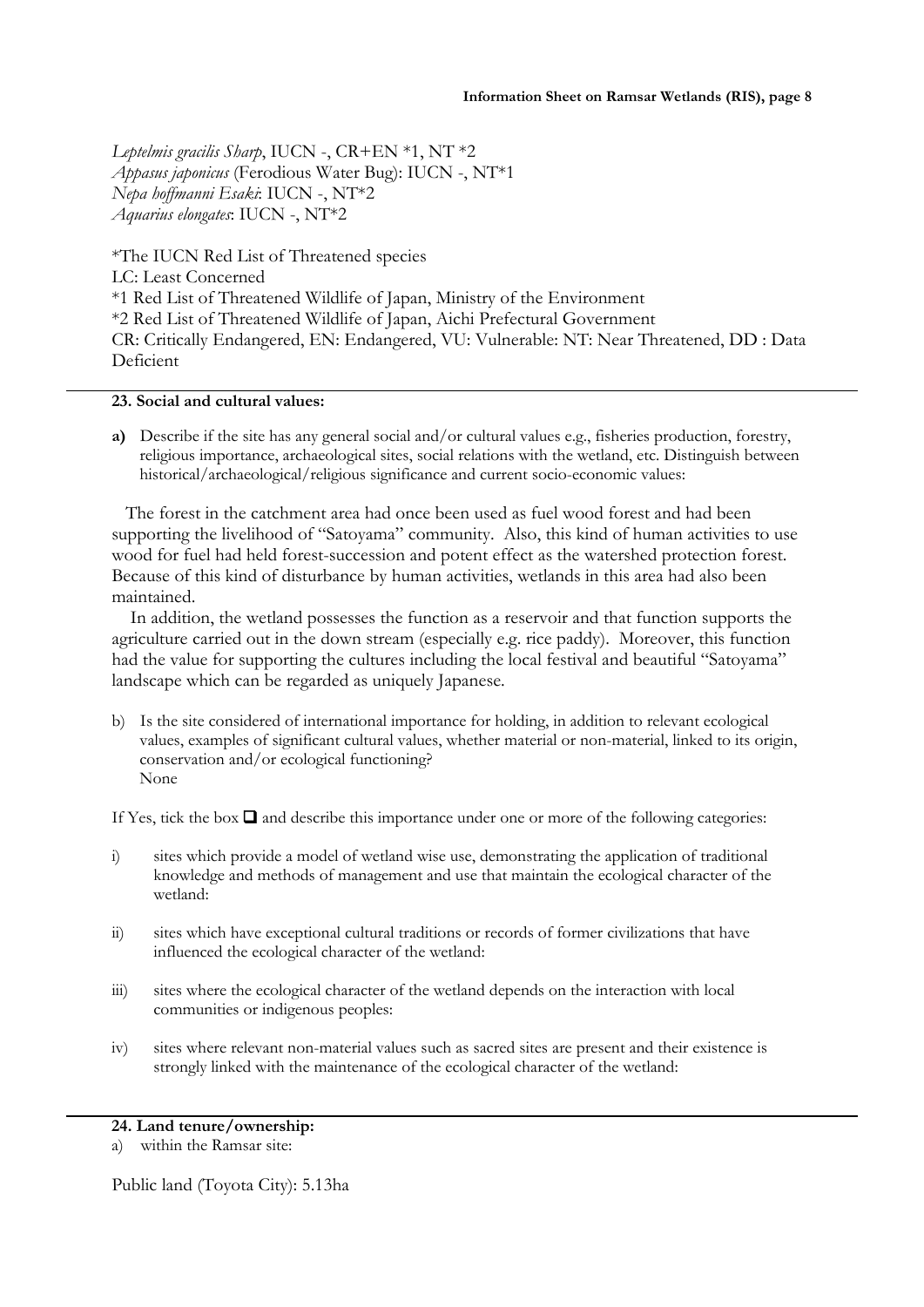*Leptelmis gracilis Sharp*, IUCN -, CR+EN *1, NT *2
*Appasus japonicus* (Ferodious Water Bug): IUCN -, NT*1
*Nepa hoffmanni Esaki*: IUCN -, NT*2
*Aquarius elongates*: IUCN -, NT*2

*The IUCN Red List of Threatened species
LC: Least Concerned
*1 Red List of Threatened Wildlife of Japan, Ministry of the Environment
*2 Red List of Threatened Wildlife of Japan, Aichi Prefectural Government
CR: Critically Endangered, EN: Endangered, VU: Vulnerable: NT: Near Threatened, DD : Data Deficient

---

**23. Social and cultural values:**

**a)** Describe if the site has any general social and/or cultural values e.g., fisheries production, forestry, religious importance, archaeological sites, social relations with the wetland, etc. Distinguish between historical/archaeological/religious significance and current socio-economic values:

The forest in the catchment area had once been used as fuel wood forest and had been supporting the livelihood of "Satoyama" community. Also, this kind of human activities to use wood for fuel had held forest-succession and potent effect as the watershed protection forest. Because of this kind of disturbance by human activities, wetlands in this area had also been maintained.

In addition, the wetland possesses the function as a reservoir and that function supports the agriculture carried out in the down stream (especially e.g. rice paddy). Moreover, this function had the value for supporting the cultures including the local festival and beautiful "Satoyama" landscape which can be regarded as uniquely Japanese.

b) Is the site considered of international importance for holding, in addition to relevant ecological values, examples of significant cultural values, whether material or non-material, linked to its origin, conservation and/or ecological functioning?
None

If Yes, tick the box ❑ and describe this importance under one or more of the following categories:

i) sites which provide a model of wetland wise use, demonstrating the application of traditional knowledge and methods of management and use that maintain the ecological character of the wetland:

ii) sites which have exceptional cultural traditions or records of former civilizations that have influenced the ecological character of the wetland:

iii) sites where the ecological character of the wetland depends on the interaction with local communities or indigenous peoples:

iv) sites where relevant non-material values such as sacred sites are present and their existence is strongly linked with the maintenance of the ecological character of the wetland:

---

**24. Land tenure/ownership:**

a) within the Ramsar site:

Public land (Toyota City): 5.13ha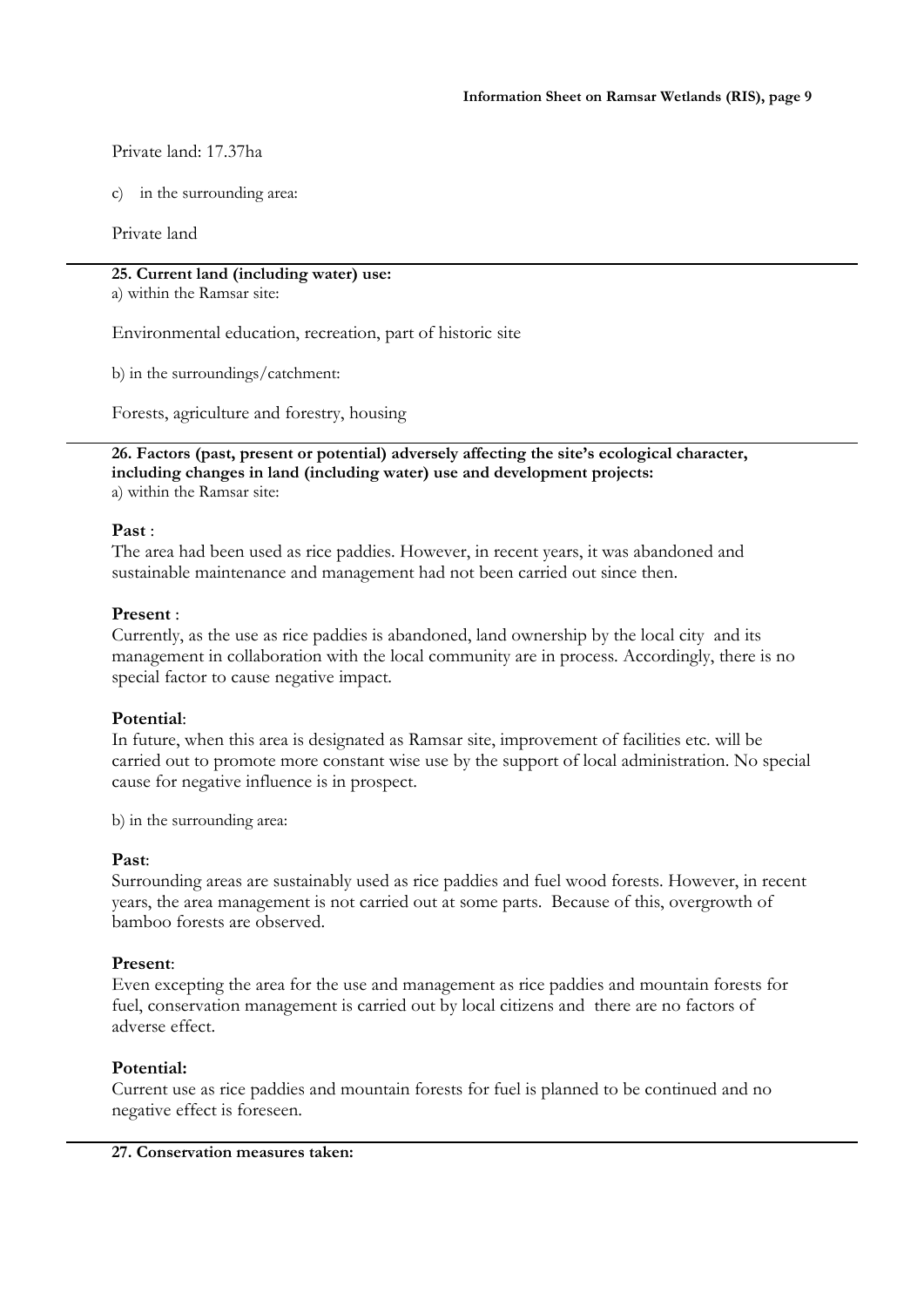Private land: 17.37ha

c) in the surrounding area:

Private land

**25. Current land (including water) use:**
a) within the Ramsar site:

Environmental education, recreation, part of historic site

b) in the surroundings/catchment:

Forests, agriculture and forestry, housing

**26. Factors (past, present or potential) adversely affecting the site's ecological character, including changes in land (including water) use and development projects:**
a) within the Ramsar site:

**Past** :
The area had been used as rice paddies. However, in recent years, it was abandoned and sustainable maintenance and management had not been carried out since then.

**Present** :
Currently, as the use as rice paddies is abandoned, land ownership by the local city and its management in collaboration with the local community are in process. Accordingly, there is no special factor to cause negative impact.

**Potential**:
In future, when this area is designated as Ramsar site, improvement of facilities etc. will be carried out to promote more constant wise use by the support of local administration. No special cause for negative influence is in prospect.

b) in the surrounding area:

**Past**:
Surrounding areas are sustainably used as rice paddies and fuel wood forests. However, in recent years, the area management is not carried out at some parts. Because of this, overgrowth of bamboo forests are observed.

**Present**:
Even excepting the area for the use and management as rice paddies and mountain forests for fuel, conservation management is carried out by local citizens and there are no factors of adverse effect.

**Potential:**
Current use as rice paddies and mountain forests for fuel is planned to be continued and no negative effect is foreseen.

**27. Conservation measures taken:**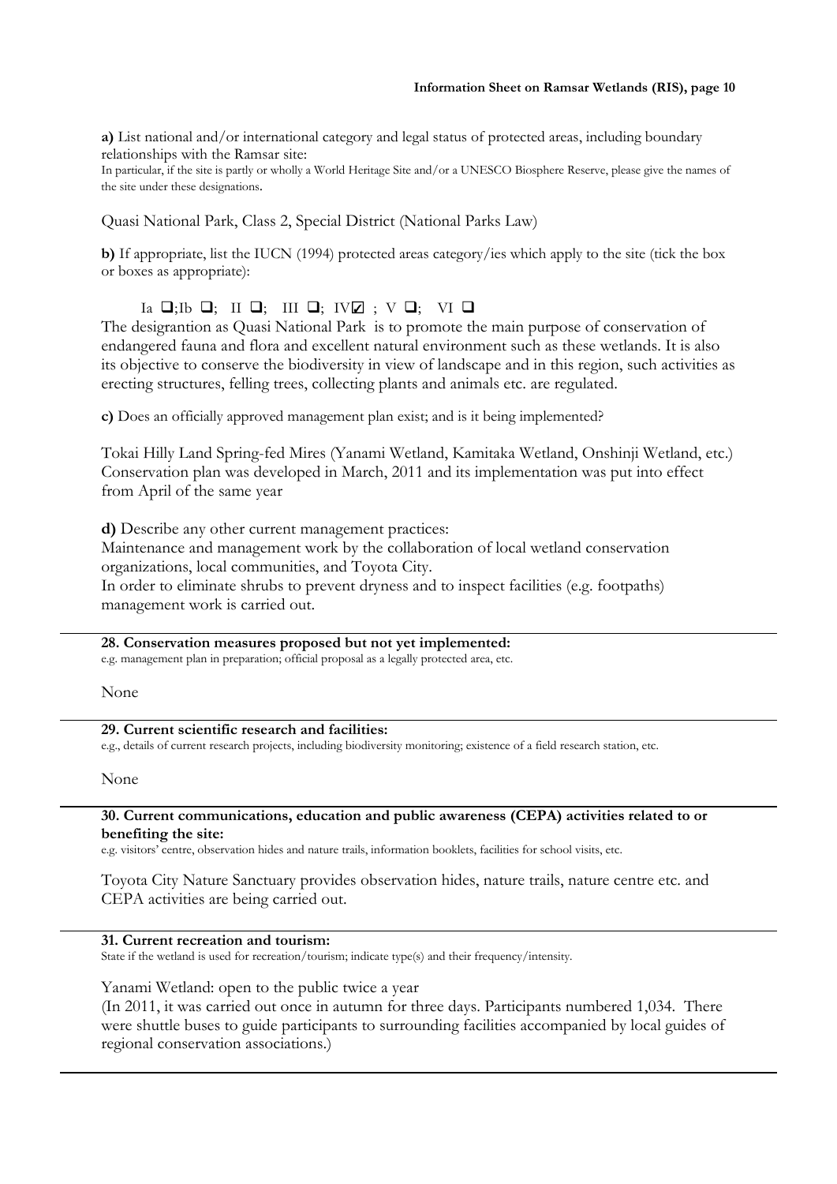**a)** List national and/or international category and legal status of protected areas, including boundary relationships with the Ramsar site:

In particular, if the site is partly or wholly a World Heritage Site and/or a UNESCO Biosphere Reserve, please give the names of the site under these designations.

Quasi National Park, Class 2, Special District (National Parks Law)

**b)** If appropriate, list the IUCN (1994) protected areas category/ies which apply to the site (tick the box or boxes as appropriate):

Ia ❑;Ib ❑; II ❑; III ❑; IV☑ ; V ❑; VI ❑

The desigrantion as Quasi National Park is to promote the main purpose of conservation of endangered fauna and flora and excellent natural environment such as these wetlands. It is also its objective to conserve the biodiversity in view of landscape and in this region, such activities as erecting structures, felling trees, collecting plants and animals etc. are regulated.

**c)** Does an officially approved management plan exist; and is it being implemented?

Tokai Hilly Land Spring-fed Mires (Yanami Wetland, Kamitaka Wetland, Onshinji Wetland, etc.) Conservation plan was developed in March, 2011 and its implementation was put into effect from April of the same year

**d)** Describe any other current management practices:

Maintenance and management work by the collaboration of local wetland conservation organizations, local communities, and Toyota City.

In order to eliminate shrubs to prevent dryness and to inspect facilities (e.g. footpaths) management work is carried out.

---

**28. Conservation measures proposed but not yet implemented:**

e.g. management plan in preparation; official proposal as a legally protected area, etc.

None

---

**29. Current scientific research and facilities:**

e.g., details of current research projects, including biodiversity monitoring; existence of a field research station, etc.

None

---

**30. Current communications, education and public awareness (CEPA) activities related to or benefiting the site:**

e.g. visitors' centre, observation hides and nature trails, information booklets, facilities for school visits, etc.

Toyota City Nature Sanctuary provides observation hides, nature trails, nature centre etc. and CEPA activities are being carried out.

---

**31. Current recreation and tourism:**

State if the wetland is used for recreation/tourism; indicate type(s) and their frequency/intensity.

Yanami Wetland: open to the public twice a year

(In 2011, it was carried out once in autumn for three days. Participants numbered 1,034. There were shuttle buses to guide participants to surrounding facilities accompanied by local guides of regional conservation associations.)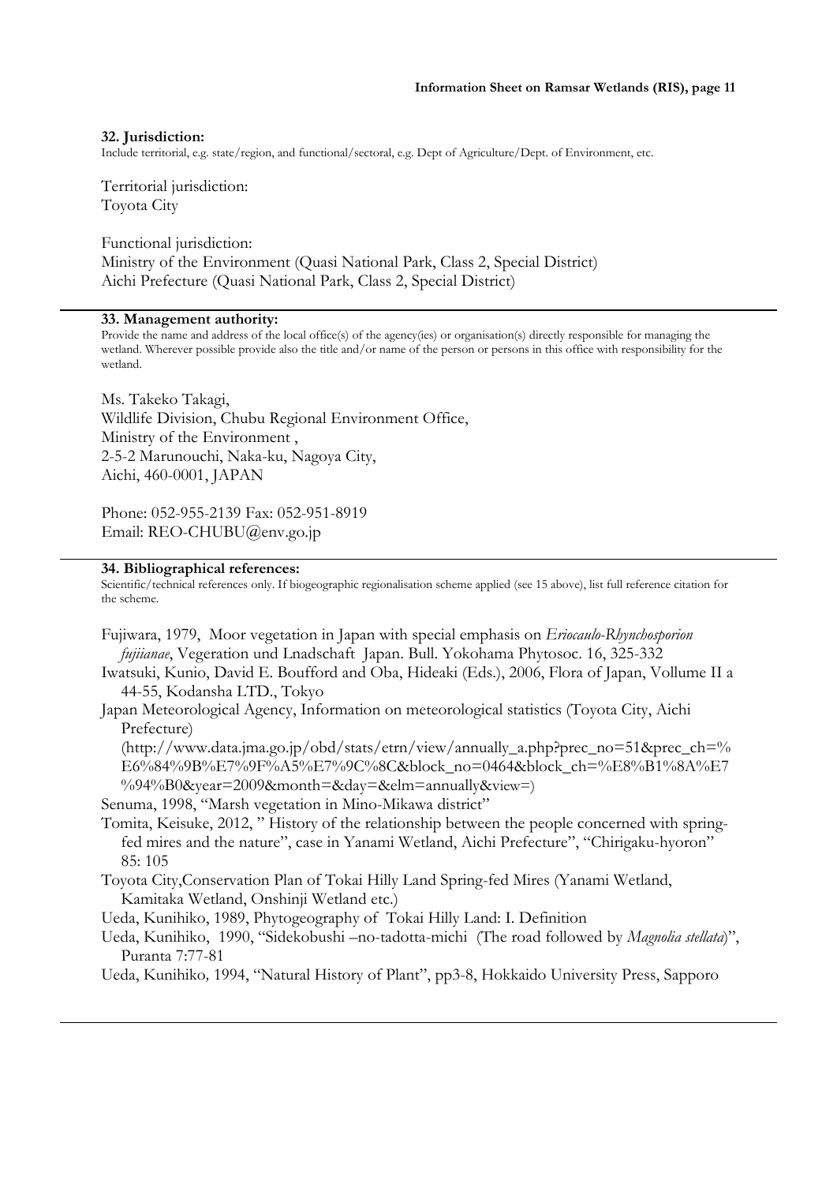**32. Jurisdiction:**

Include territorial, e.g. state/region, and functional/sectoral, e.g. Dept of Agriculture/Dept. of Environment, etc.

Territorial jurisdiction:
Toyota City

Functional jurisdiction:
Ministry of the Environment (Quasi National Park, Class 2, Special District)
Aichi Prefecture (Quasi National Park, Class 2, Special District)

**33. Management authority:**

Provide the name and address of the local office(s) of the agency(ies) or organisation(s) directly responsible for managing the wetland. Wherever possible provide also the title and/or name of the person or persons in this office with responsibility for the wetland.

Ms. Takeko Takagi,
Wildlife Division, Chubu Regional Environment Office,
Ministry of the Environment ,
2-5-2 Marunouchi, Naka-ku, Nagoya City,
Aichi, 460-0001, JAPAN

Phone: 052-955-2139 Fax: 052-951-8919
Email: REO-CHUBU@env.go.jp

**34. Bibliographical references:**

Scientific/technical references only. If biogeographic regionalisation scheme applied (see 15 above), list full reference citation for the scheme.

Fujiwara, 1979, Moor vegetation in Japan with special emphasis on *Eriocaulo-Rhynchosporion fujiianae*, Vegeration und Lnadschaft Japan. Bull. Yokohama Phytosoc. 16, 325-332

Iwatsuki, Kunio, David E. Boufford and Oba, Hideaki (Eds.), 2006, Flora of Japan, Vollume II a 44-55, Kodansha LTD., Tokyo

Japan Meteorological Agency, Information on meteorological statistics (Toyota City, Aichi Prefecture) (http://www.data.jma.go.jp/obd/stats/etrn/view/annually_a.php?prec_no=51&prec_ch=%E6%84%9B%E7%9F%A5%E7%9C%8C&block_no=0464&block_ch=%E8%B1%8A%E7%94%B0&year=2009&month=&day=&elm=annually&view=)

Senuma, 1998, "Marsh vegetation in Mino-Mikawa district"

Tomita, Keisuke, 2012, " History of the relationship between the people concerned with spring-fed mires and the nature", case in Yanami Wetland, Aichi Prefecture", "Chirigaku-hyoron" 85: 105

Toyota City,Conservation Plan of Tokai Hilly Land Spring-fed Mires (Yanami Wetland, Kamitaka Wetland, Onshinji Wetland etc.)

Ueda, Kunihiko, 1989, Phytogeography of Tokai Hilly Land: I. Definition

Ueda, Kunihiko, 1990, "Sidekobushi –no-tadotta-michi (The road followed by *Magnolia stellata*)", Puranta 7:77-81

Ueda, Kunihiko*,* 1994, "Natural History of Plant", pp3-8, Hokkaido University Press, Sapporo